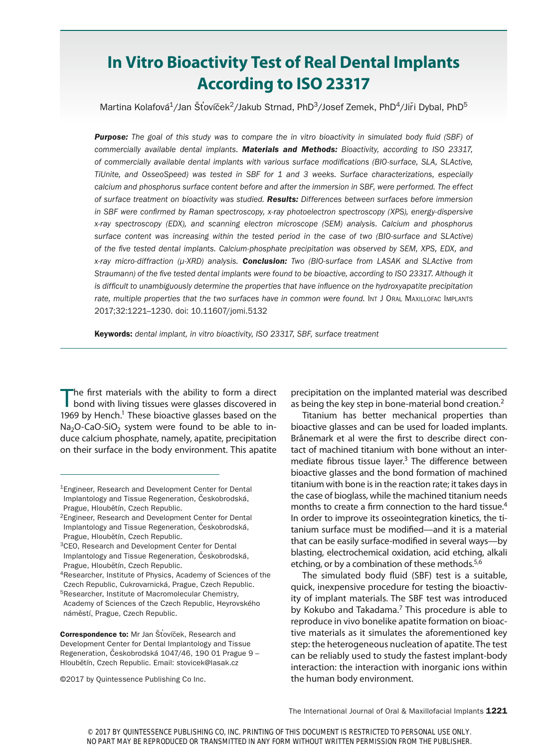# In Vitro Bioactivity Test of Real Dental Implants According to ISO 23317

Martina Kolafová[1]/Jan Šťovíček[2]/Jakub Strnad, PhD[3]/Josef Zemek, PhD[4]/Jiří Dybal, PhD[5]

***Purpose:*** *The goal of this study was to compare the in vitro bioactivity in simulated body fluid (SBF) of commercially available dental implants.* ***Materials and Methods:*** *Bioactivity, according to ISO 23317, of commercially available dental implants with various surface modifications (BIO-surface, SLA, SLActive, TiUnite, and OsseoSpeed) was tested in SBF for 1 and 3 weeks. Surface characterizations, especially calcium and phosphorus surface content before and after the immersion in SBF, were performed. The effect of surface treatment on bioactivity was studied.* ***Results:*** *Differences between surfaces before immersion in SBF were confirmed by Raman spectroscopy, x-ray photoelectron spectroscopy (XPS), energy-dispersive x-ray spectroscopy (EDX), and scanning electron microscope (SEM) analysis. Calcium and phosphorus surface content was increasing within the tested period in the case of two (BIO-surface and SLActive) of the five tested dental implants. Calcium-phosphate precipitation was observed by SEM, XPS, EDX, and x-ray micro-diffraction (μ-XRD) analysis.* ***Conclusion:*** *Two (BIO-surface from LASAK and SLActive from Straumann) of the five tested dental implants were found to be bioactive, according to ISO 23317. Although it is difficult to unambiguously determine the properties that have influence on the hydroxyapatite precipitation rate, multiple properties that the two surfaces have in common were found.* Int J Oral Maxillofac Implants 2017;32:1221–1230. doi: 10.11607/jomi.5132

**Keywords:** *dental implant, in vitro bioactivity, ISO 23317, SBF, surface treatment*

The first materials with the ability to form a direct bond with living tissues were glasses discovered in 1969 by Hench.[1] These bioactive glasses based on the $Na_2O$-$CaO$-$SiO_2$ system were found to be able to induce calcium phosphate, namely, apatite, precipitation on their surface in the body environment. This apatite precipitation on the implanted material was described as being the key step in bone-material bond creation.[2]

Titanium has better mechanical properties than bioactive glasses and can be used for loaded implants. Brånemark et al were the first to describe direct contact of machined titanium with bone without an intermediate fibrous tissue layer.[3] The difference between bioactive glasses and the bond formation of machined titanium with bone is in the reaction rate; it takes days in the case of bioglass, while the machined titanium needs months to create a firm connection to the hard tissue.[4] In order to improve its osseointegration kinetics, the titanium surface must be modified—and it is a material that can be easily surface-modified in several ways—by blasting, electrochemical oxidation, acid etching, alkali etching, or by a combination of these methods.[5,6]

The simulated body fluid (SBF) test is a suitable, quick, inexpensive procedure for testing the bioactivity of implant materials. The SBF test was introduced by Kokubo and Takadama.[7] This procedure is able to reproduce in vivo bonelike apatite formation on bioactive materials as it simulates the aforementioned key step: the heterogeneous nucleation of apatite. The test can be reliably used to study the fastest implant-body interaction: the interaction with inorganic ions within the human body environment.

[1]Engineer, Research and Development Center for Dental Implantology and Tissue Regeneration, Českobrodská, Prague, Hloubětín, Czech Republic.
[2]Engineer, Research and Development Center for Dental Implantology and Tissue Regeneration, Českobrodská, Prague, Hloubětín, Czech Republic.
[3]CEO, Research and Development Center for Dental Implantology and Tissue Regeneration, Českobrodská, Prague, Hloubětín, Czech Republic.
[4]Researcher, Institute of Physics, Academy of Sciences of the Czech Republic, Cukrovarnická, Prague, Czech Republic.
[5]Researcher, Institute of Macromolecular Chemistry, Academy of Sciences of the Czech Republic, Heyrovského náměstí, Prague, Czech Republic.

**Correspondence to:** Mr Jan Šťovíček, Research and Development Center for Dental Implantology and Tissue Regeneration, Českobrodská 1047/46, 190 01 Prague 9 – Hloubětín, Czech Republic. Email: stovicek@lasak.cz

©2017 by Quintessence Publishing Co Inc.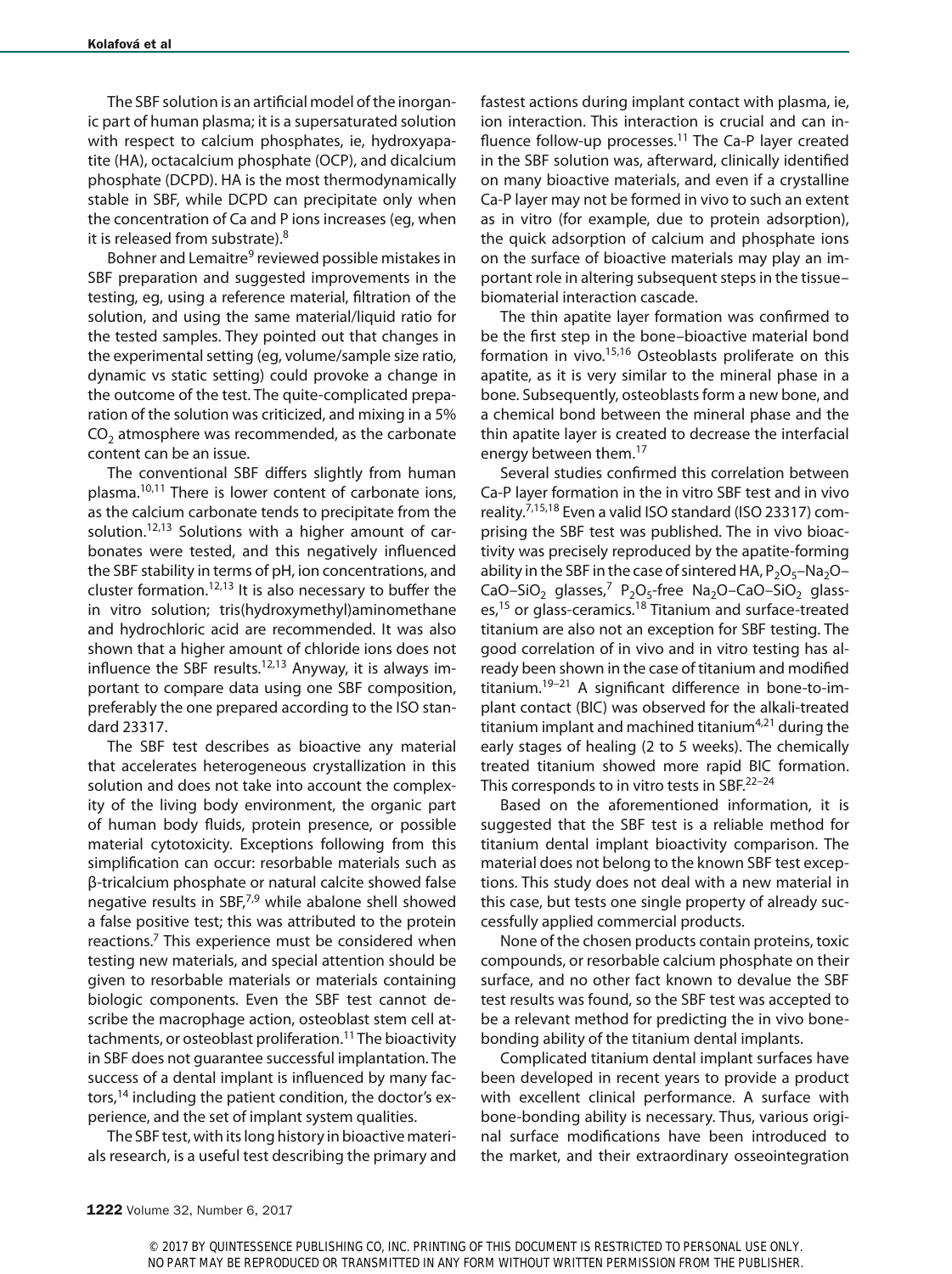The SBF solution is an artificial model of the inorganic part of human plasma; it is a supersaturated solution with respect to calcium phosphates, ie, hydroxyapatite (HA), octacalcium phosphate (OCP), and dicalcium phosphate (DCPD). HA is the most thermodynamically stable in SBF, while DCPD can precipitate only when the concentration of Ca and P ions increases (eg, when it is released from substrate).[8]

Bohner and Lemaitre[9] reviewed possible mistakes in SBF preparation and suggested improvements in the testing, eg, using a reference material, filtration of the solution, and using the same material/liquid ratio for the tested samples. They pointed out that changes in the experimental setting (eg, volume/sample size ratio, dynamic vs static setting) could provoke a change in the outcome of the test. The quite-complicated preparation of the solution was criticized, and mixing in a 5% $CO_2$ atmosphere was recommended, as the carbonate content can be an issue.

The conventional SBF differs slightly from human plasma.[10,11] There is lower content of carbonate ions, as the calcium carbonate tends to precipitate from the solution.[12,13] Solutions with a higher amount of carbonates were tested, and this negatively influenced the SBF stability in terms of pH, ion concentrations, and cluster formation.[12,13] It is also necessary to buffer the in vitro solution; tris(hydroxymethyl)aminomethane and hydrochloric acid are recommended. It was also shown that a higher amount of chloride ions does not influence the SBF results.[12,13] Anyway, it is always important to compare data using one SBF composition, preferably the one prepared according to the ISO standard 23317.

The SBF test describes as bioactive any material that accelerates heterogeneous crystallization in this solution and does not take into account the complexity of the living body environment, the organic part of human body fluids, protein presence, or possible material cytotoxicity. Exceptions following from this simplification can occur: resorbable materials such as β-tricalcium phosphate or natural calcite showed false negative results in SBF,[7,9] while abalone shell showed a false positive test; this was attributed to the protein reactions.[7] This experience must be considered when testing new materials, and special attention should be given to resorbable materials or materials containing biologic components. Even the SBF test cannot describe the macrophage action, osteoblast stem cell attachments, or osteoblast proliferation.[11] The bioactivity in SBF does not guarantee successful implantation. The success of a dental implant is influenced by many factors,[14] including the patient condition, the doctor's experience, and the set of implant system qualities.

The SBF test, with its long history in bioactive materials research, is a useful test describing the primary and fastest actions during implant contact with plasma, ie, ion interaction. This interaction is crucial and can influence follow-up processes.[11] The Ca-P layer created in the SBF solution was, afterward, clinically identified on many bioactive materials, and even if a crystalline Ca-P layer may not be formed in vivo to such an extent as in vitro (for example, due to protein adsorption), the quick adsorption of calcium and phosphate ions on the surface of bioactive materials may play an important role in altering subsequent steps in the tissue–biomaterial interaction cascade.

The thin apatite layer formation was confirmed to be the first step in the bone–bioactive material bond formation in vivo.[15,16] Osteoblasts proliferate on this apatite, as it is very similar to the mineral phase in a bone. Subsequently, osteoblasts form a new bone, and a chemical bond between the mineral phase and the thin apatite layer is created to decrease the interfacial energy between them.[17]

Several studies confirmed this correlation between Ca-P layer formation in the in vitro SBF test and in vivo reality.[7,15,18] Even a valid ISO standard (ISO 23317) comprising the SBF test was published. The in vivo bioactivity was precisely reproduced by the apatite-forming ability in the SBF in the case of sintered HA, $P_2O_5$–$Na_2O$–$CaO$–$SiO_2$ glasses,[7] $P_2O_5$-free $Na_2O$–$CaO$–$SiO_2$ glasses,[15] or glass-ceramics.[18] Titanium and surface-treated titanium are also not an exception for SBF testing. The good correlation of in vivo and in vitro testing has already been shown in the case of titanium and modified titanium.[19–21] A significant difference in bone-to-implant contact (BIC) was observed for the alkali-treated titanium implant and machined titanium[4,21] during the early stages of healing (2 to 5 weeks). The chemically treated titanium showed more rapid BIC formation. This corresponds to in vitro tests in SBF.[22–24]

Based on the aforementioned information, it is suggested that the SBF test is a reliable method for titanium dental implant bioactivity comparison. The material does not belong to the known SBF test exceptions. This study does not deal with a new material in this case, but tests one single property of already successfully applied commercial products.

None of the chosen products contain proteins, toxic compounds, or resorbable calcium phosphate on their surface, and no other fact known to devalue the SBF test results was found, so the SBF test was accepted to be a relevant method for predicting the in vivo bone-bonding ability of the titanium dental implants.

Complicated titanium dental implant surfaces have been developed in recent years to provide a product with excellent clinical performance. A surface with bone-bonding ability is necessary. Thus, various original surface modifications have been introduced to the market, and their extraordinary osseointegration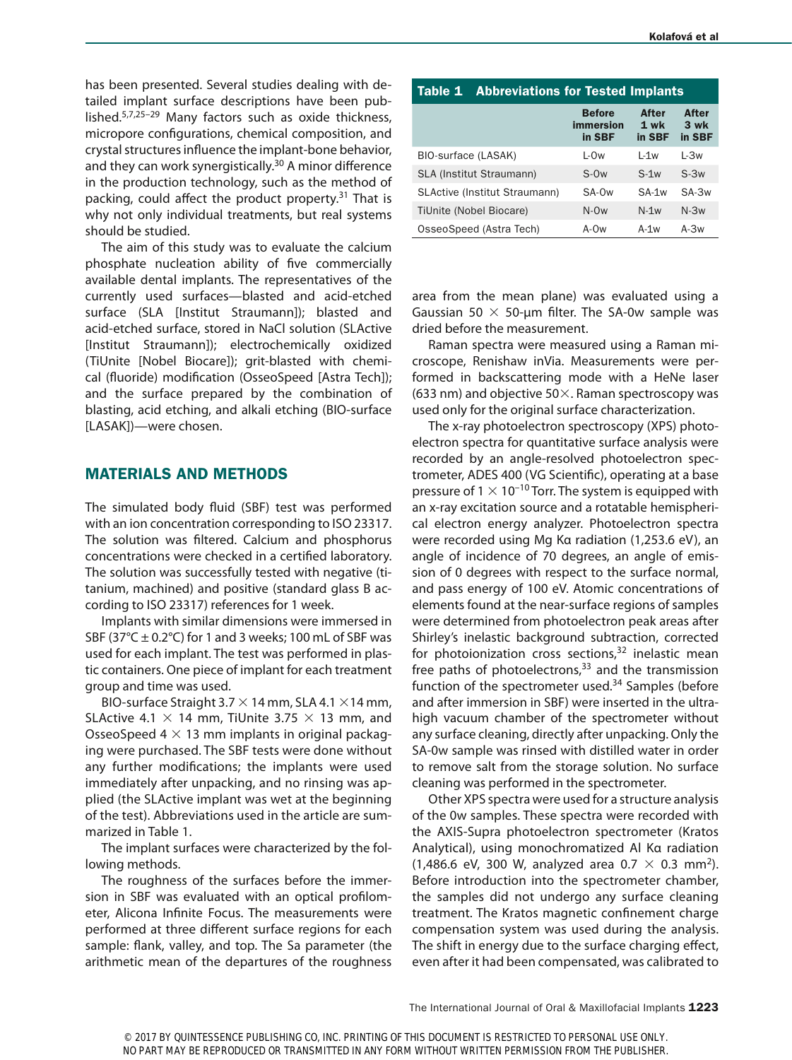has been presented. Several studies dealing with detailed implant surface descriptions have been published.[5,7,25–29] Many factors such as oxide thickness, micropore configurations, chemical composition, and crystal structures influence the implant-bone behavior, and they can work synergistically.[30] A minor difference in the production technology, such as the method of packing, could affect the product property.[31] That is why not only individual treatments, but real systems should be studied.

The aim of this study was to evaluate the calcium phosphate nucleation ability of five commercially available dental implants. The representatives of the currently used surfaces—blasted and acid-etched surface (SLA [Institut Straumann]); blasted and acid-etched surface, stored in NaCl solution (SLActive [Institut Straumann]); electrochemically oxidized (TiUnite [Nobel Biocare]); grit-blasted with chemical (fluoride) modification (OsseoSpeed [Astra Tech]); and the surface prepared by the combination of blasting, acid etching, and alkali etching (BIO-surface [LASAK])—were chosen.

## MATERIALS AND METHODS

The simulated body fluid (SBF) test was performed with an ion concentration corresponding to ISO 23317. The solution was filtered. Calcium and phosphorus concentrations were checked in a certified laboratory. The solution was successfully tested with negative (titanium, machined) and positive (standard glass B according to ISO 23317) references for 1 week.

Implants with similar dimensions were immersed in SBF (37°C ± 0.2°C) for 1 and 3 weeks; 100 mL of SBF was used for each implant. The test was performed in plastic containers. One piece of implant for each treatment group and time was used.

BIO-surface Straight 3.7 × 14 mm, SLA 4.1 ×14 mm, SLActive 4.1 × 14 mm, TiUnite 3.75 × 13 mm, and OsseoSpeed 4 × 13 mm implants in original packaging were purchased. The SBF tests were done without any further modifications; the implants were used immediately after unpacking, and no rinsing was applied (the SLActive implant was wet at the beginning of the test). Abbreviations used in the article are summarized in Table 1.

**Table 1 Abbreviations for Tested Implants**

| | Before immersion in SBF | After 1 wk in SBF | After 3 wk in SBF |
|---|---|---|---|
| BIO-surface (LASAK) | L-0w | L-1w | L-3w |
| SLA (Institut Straumann) | S-0w | S-1w | S-3w |
| SLActive (Institut Straumann) | SA-0w | SA-1w | SA-3w |
| TiUnite (Nobel Biocare) | N-0w | N-1w | N-3w |
| OsseoSpeed (Astra Tech) | A-0w | A-1w | A-3w |

The implant surfaces were characterized by the following methods.

The roughness of the surfaces before the immersion in SBF was evaluated with an optical profilometer, Alicona Infinite Focus. The measurements were performed at three different surface regions for each sample: flank, valley, and top. The Sa parameter (the arithmetic mean of the departures of the roughness area from the mean plane) was evaluated using a Gaussian 50 × 50-μm filter. The SA-0w sample was dried before the measurement.

Raman spectra were measured using a Raman microscope, Renishaw inVia. Measurements were performed in backscattering mode with a HeNe laser (633 nm) and objective 50×. Raman spectroscopy was used only for the original surface characterization.

The x-ray photoelectron spectroscopy (XPS) photoelectron spectra for quantitative surface analysis were recorded by an angle-resolved photoelectron spectrometer, ADES 400 (VG Scientific), operating at a base pressure of $1 \times 10^{-10}$ Torr. The system is equipped with an x-ray excitation source and a rotatable hemispherical electron energy analyzer. Photoelectron spectra were recorded using Mg Kα radiation (1,253.6 eV), an angle of incidence of 70 degrees, an angle of emission of 0 degrees with respect to the surface normal, and pass energy of 100 eV. Atomic concentrations of elements found at the near-surface regions of samples were determined from photoelectron peak areas after Shirley's inelastic background subtraction, corrected for photoionization cross sections,[32] inelastic mean free paths of photoelectrons,[33] and the transmission function of the spectrometer used.[34] Samples (before and after immersion in SBF) were inserted in the ultrahigh vacuum chamber of the spectrometer without any surface cleaning, directly after unpacking. Only the SA-0w sample was rinsed with distilled water in order to remove salt from the storage solution. No surface cleaning was performed in the spectrometer.

Other XPS spectra were used for a structure analysis of the 0w samples. These spectra were recorded with the AXIS-Supra photoelectron spectrometer (Kratos Analytical), using monochromatized Al Kα radiation (1,486.6 eV, 300 W, analyzed area 0.7 × 0.3 mm$^2$). Before introduction into the spectrometer chamber, the samples did not undergo any surface cleaning treatment. The Kratos magnetic confinement charge compensation system was used during the analysis. The shift in energy due to the surface charging effect, even after it had been compensated, was calibrated to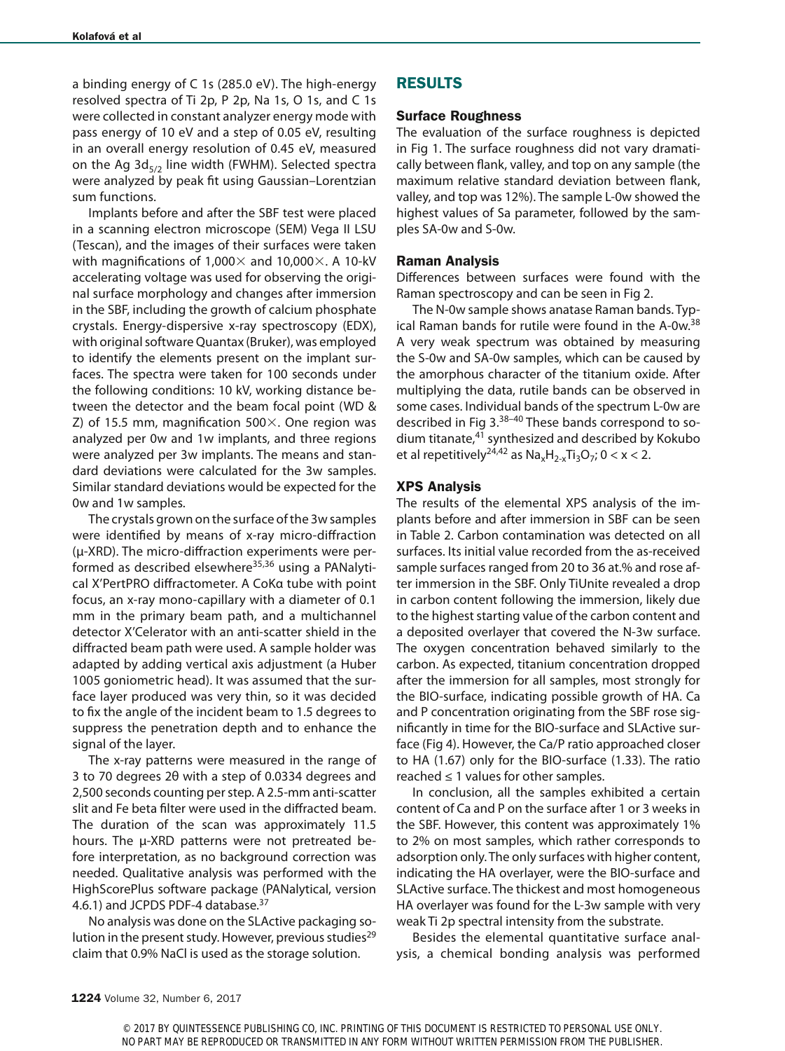a binding energy of C 1s (285.0 eV). The high-energy resolved spectra of Ti 2p, P 2p, Na 1s, O 1s, and C 1s were collected in constant analyzer energy mode with pass energy of 10 eV and a step of 0.05 eV, resulting in an overall energy resolution of 0.45 eV, measured on the Ag $3d_{5/2}$ line width (FWHM). Selected spectra were analyzed by peak fit using Gaussian–Lorentzian sum functions.

Implants before and after the SBF test were placed in a scanning electron microscope (SEM) Vega II LSU (Tescan), and the images of their surfaces were taken with magnifications of 1,000× and 10,000×. A 10-kV accelerating voltage was used for observing the original surface morphology and changes after immersion in the SBF, including the growth of calcium phosphate crystals. Energy-dispersive x-ray spectroscopy (EDX), with original software Quantax (Bruker), was employed to identify the elements present on the implant surfaces. The spectra were taken for 100 seconds under the following conditions: 10 kV, working distance between the detector and the beam focal point (WD & Z) of 15.5 mm, magnification 500×. One region was analyzed per 0w and 1w implants, and three regions were analyzed per 3w implants. The means and standard deviations were calculated for the 3w samples. Similar standard deviations would be expected for the 0w and 1w samples.

The crystals grown on the surface of the 3w samples were identified by means of x-ray micro-diffraction (μ-XRD). The micro-diffraction experiments were performed as described elsewhere[35,36] using a PANalytical X'PertPRO diffractometer. A CoKα tube with point focus, an x-ray mono-capillary with a diameter of 0.1 mm in the primary beam path, and a multichannel detector X'Celerator with an anti-scatter shield in the diffracted beam path were used. A sample holder was adapted by adding vertical axis adjustment (a Huber 1005 goniometric head). It was assumed that the surface layer produced was very thin, so it was decided to fix the angle of the incident beam to 1.5 degrees to suppress the penetration depth and to enhance the signal of the layer.

The x-ray patterns were measured in the range of 3 to 70 degrees 2θ with a step of 0.0334 degrees and 2,500 seconds counting per step. A 2.5-mm anti-scatter slit and Fe beta filter were used in the diffracted beam. The duration of the scan was approximately 11.5 hours. The μ-XRD patterns were not pretreated before interpretation, as no background correction was needed. Qualitative analysis was performed with the HighScorePlus software package (PANalytical, version 4.6.1) and JCPDS PDF-4 database.[37]

No analysis was done on the SLActive packaging solution in the present study. However, previous studies[29] claim that 0.9% NaCl is used as the storage solution.

## RESULTS

### Surface Roughness

The evaluation of the surface roughness is depicted in Fig 1. The surface roughness did not vary dramatically between flank, valley, and top on any sample (the maximum relative standard deviation between flank, valley, and top was 12%). The sample L-0w showed the highest values of Sa parameter, followed by the samples SA-0w and S-0w.

### Raman Analysis

Differences between surfaces were found with the Raman spectroscopy and can be seen in Fig 2.

The N-0w sample shows anatase Raman bands. Typical Raman bands for rutile were found in the A-0w.[38] A very weak spectrum was obtained by measuring the S-0w and SA-0w samples, which can be caused by the amorphous character of the titanium oxide. After multiplying the data, rutile bands can be observed in some cases. Individual bands of the spectrum L-0w are described in Fig 3.[38–40] These bands correspond to sodium titanate,[41] synthesized and described by Kokubo et al repetitively[24,42] as $Na_xH_{2-x}Ti_3O_7$; $0 < x < 2$.

### XPS Analysis

The results of the elemental XPS analysis of the implants before and after immersion in SBF can be seen in Table 2. Carbon contamination was detected on all surfaces. Its initial value recorded from the as-received sample surfaces ranged from 20 to 36 at.% and rose after immersion in the SBF. Only TiUnite revealed a drop in carbon content following the immersion, likely due to the highest starting value of the carbon content and a deposited overlayer that covered the N-3w surface. The oxygen concentration behaved similarly to the carbon. As expected, titanium concentration dropped after the immersion for all samples, most strongly for the BIO-surface, indicating possible growth of HA. Ca and P concentration originating from the SBF rose significantly in time for the BIO-surface and SLActive surface (Fig 4). However, the Ca/P ratio approached closer to HA (1.67) only for the BIO-surface (1.33). The ratio reached ≤ 1 values for other samples.

In conclusion, all the samples exhibited a certain content of Ca and P on the surface after 1 or 3 weeks in the SBF. However, this content was approximately 1% to 2% on most samples, which rather corresponds to adsorption only. The only surfaces with higher content, indicating the HA overlayer, were the BIO-surface and SLActive surface. The thickest and most homogeneous HA overlayer was found for the L-3w sample with very weak Ti 2p spectral intensity from the substrate.

Besides the elemental quantitative surface analysis, a chemical bonding analysis was performed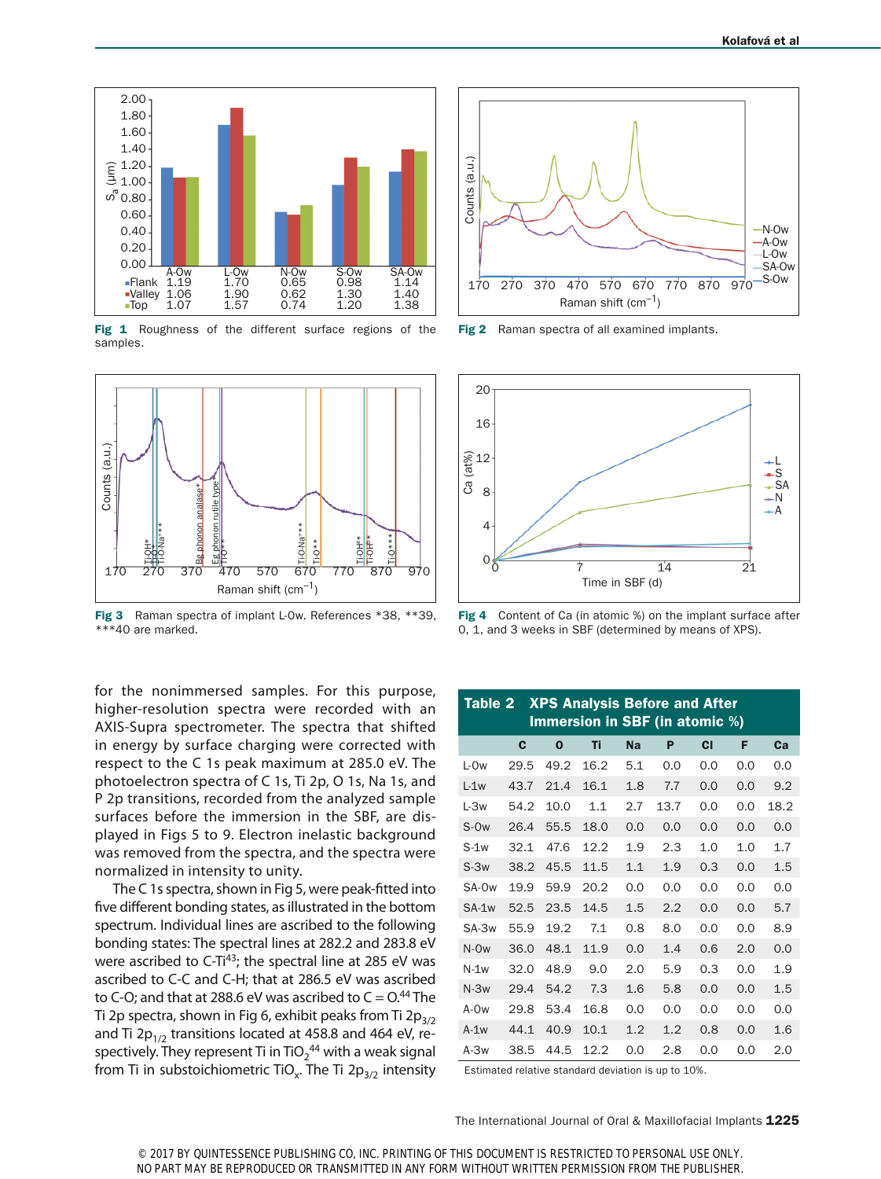Fig 1 Roughness of the different surface regions of the samples.

| | A-Ow | L-Ow | N-Ow | S-Ow | SA-Ow |
|---|---|---|---|---|---|
| Flank | 1.19 | 1.70 | 0.65 | 0.98 | 1.14 |
| Valley | 1.06 | 1.90 | 0.62 | 1.30 | 1.40 |
| Top | 1.07 | 1.57 | 0.74 | 1.20 | 1.38 |

Fig 2 Raman spectra of all examined implants.

Fig 3 Raman spectra of implant L-Ow. References *38, **39, ***40 are marked.

Fig 4 Content of Ca (in atomic %) on the implant surface after 0, 1, and 3 weeks in SBF (determined by means of XPS).

for the nonimmersed samples. For this purpose, higher-resolution spectra were recorded with an AXIS-Supra spectrometer. The spectra that shifted in energy by surface charging were corrected with respect to the C 1s peak maximum at 285.0 eV. The photoelectron spectra of C 1s, Ti 2p, O 1s, Na 1s, and P 2p transitions, recorded from the analyzed sample surfaces before the immersion in the SBF, are displayed in Figs 5 to 9. Electron inelastic background was removed from the spectra, and the spectra were normalized in intensity to unity.

The C 1s spectra, shown in Fig 5, were peak-fitted into five different bonding states, as illustrated in the bottom spectrum. Individual lines are ascribed to the following bonding states: The spectral lines at 282.2 and 283.8 eV were ascribed to C-Ti[43]; the spectral line at 285 eV was ascribed to C-C and C-H; that at 286.5 eV was ascribed to C-O; and that at 288.6 eV was ascribed to C = O.[44] The Ti 2p spectra, shown in Fig 6, exhibit peaks from Ti $2p_{3/2}$ and Ti $2p_{1/2}$ transitions located at 458.8 and 464 eV, respectively. They represent Ti in $TiO_2$[44] with a weak signal from Ti in substoichiometric $TiO_x$. The Ti $2p_{3/2}$ intensity

**Table 2 XPS Analysis Before and After Immersion in SBF (in atomic %)**

| | C | O | Ti | Na | P | Cl | F | Ca |
|---|---|---|---|---|---|---|---|---|
| L-0w | 29.5 | 49.2 | 16.2 | 5.1 | 0.0 | 0.0 | 0.0 | 0.0 |
| L-1w | 43.7 | 21.4 | 16.1 | 1.8 | 7.7 | 0.0 | 0.0 | 9.2 |
| L-3w | 54.2 | 10.0 | 1.1 | 2.7 | 13.7 | 0.0 | 0.0 | 18.2 |
| S-0w | 26.4 | 55.5 | 18.0 | 0.0 | 0.0 | 0.0 | 0.0 | 0.0 |
| S-1w | 32.1 | 47.6 | 12.2 | 1.9 | 2.3 | 1.0 | 1.0 | 1.7 |
| S-3w | 38.2 | 45.5 | 11.5 | 1.1 | 1.9 | 0.3 | 0.0 | 1.5 |
| SA-0w | 19.9 | 59.9 | 20.2 | 0.0 | 0.0 | 0.0 | 0.0 | 0.0 |
| SA-1w | 52.5 | 23.5 | 14.5 | 1.5 | 2.2 | 0.0 | 0.0 | 5.7 |
| SA-3w | 55.9 | 19.2 | 7.1 | 0.8 | 8.0 | 0.0 | 0.0 | 8.9 |
| N-0w | 36.0 | 48.1 | 11.9 | 0.0 | 1.4 | 0.6 | 2.0 | 0.0 |
| N-1w | 32.0 | 48.9 | 9.0 | 2.0 | 5.9 | 0.3 | 0.0 | 1.9 |
| N-3w | 29.4 | 54.2 | 7.3 | 1.6 | 5.8 | 0.0 | 0.0 | 1.5 |
| A-0w | 29.8 | 53.4 | 16.8 | 0.0 | 0.0 | 0.0 | 0.0 | 0.0 |
| A-1w | 44.1 | 40.9 | 10.1 | 1.2 | 1.2 | 0.8 | 0.0 | 1.6 |
| A-3w | 38.5 | 44.5 | 12.2 | 0.0 | 2.8 | 0.0 | 0.0 | 2.0 |

Estimated relative standard deviation is up to 10%.

© 2017 BY QUINTESSENCE PUBLISHING CO, INC. PRINTING OF THIS DOCUMENT IS RESTRICTED TO PERSONAL USE ONLY. NO PART MAY BE REPRODUCED OR TRANSMITTED IN ANY FORM WITHOUT WRITTEN PERMISSION FROM THE PUBLISHER.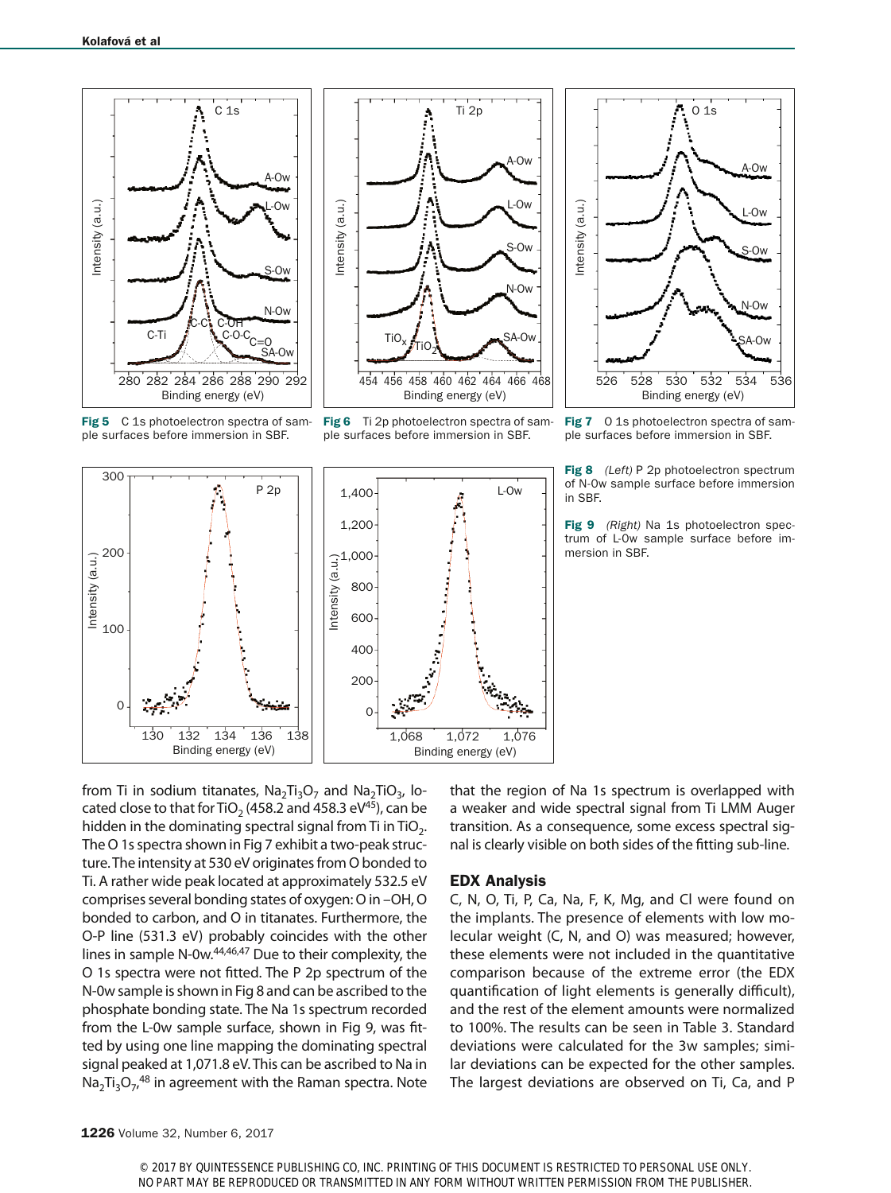Fig 5 C 1s photoelectron spectra of sample surfaces before immersion in SBF.

Fig 6 Ti 2p photoelectron spectra of sample surfaces before immersion in SBF.

Fig 7 O 1s photoelectron spectra of sample surfaces before immersion in SBF.

Fig 8 *(Left)* P 2p photoelectron spectrum of N-0w sample surface before immersion in SBF.

Fig 9 *(Right)* Na 1s photoelectron spectrum of L-0w sample surface before immersion in SBF.

from Ti in sodium titanates, $Na_2Ti_3O_7$ and $Na_2TiO_3$, located close to that for $TiO_2$ (458.2 and 458.3 eV[45]), can be hidden in the dominating spectral signal from Ti in $TiO_2$. The O 1s spectra shown in Fig 7 exhibit a two-peak structure. The intensity at 530 eV originates from O bonded to Ti. A rather wide peak located at approximately 532.5 eV comprises several bonding states of oxygen: O in –OH, O bonded to carbon, and O in titanates. Furthermore, the O-P line (531.3 eV) probably coincides with the other lines in sample N-0w.[44,46,47] Due to their complexity, the O 1s spectra were not fitted. The P 2p spectrum of the N-0w sample is shown in Fig 8 and can be ascribed to the phosphate bonding state. The Na 1s spectrum recorded from the L-0w sample surface, shown in Fig 9, was fitted by using one line mapping the dominating spectral signal peaked at 1,071.8 eV. This can be ascribed to Na in $Na_2Ti_3O_7$,[48] in agreement with the Raman spectra. Note that the region of Na 1s spectrum is overlapped with a weaker and wide spectral signal from Ti LMM Auger transition. As a consequence, some excess spectral signal is clearly visible on both sides of the fitting sub-line.

## EDX Analysis

C, N, O, Ti, P, Ca, Na, F, K, Mg, and Cl were found on the implants. The presence of elements with low molecular weight (C, N, and O) was measured; however, these elements were not included in the quantitative comparison because of the extreme error (the EDX quantification of light elements is generally difficult), and the rest of the element amounts were normalized to 100%. The results can be seen in Table 3. Standard deviations were calculated for the 3w samples; similar deviations can be expected for the other samples. The largest deviations are observed on Ti, Ca, and P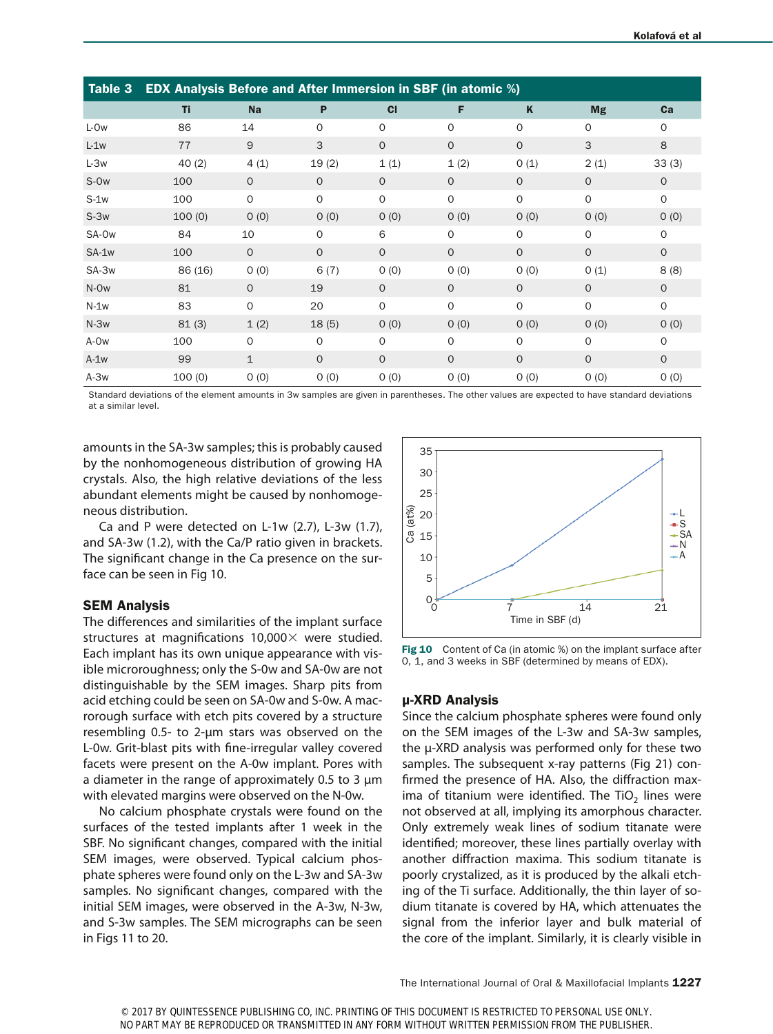**Table 3 EDX Analysis Before and After Immersion in SBF (in atomic %)**

| | Ti | Na | P | Cl | F | K | Mg | Ca |
|---|---|---|---|---|---|---|---|---|
| L-0w | 86 | 14 | 0 | 0 | 0 | 0 | 0 | 0 |
| L-1w | 77 | 9 | 3 | 0 | 0 | 0 | 3 | 8 |
| L-3w | 40 (2) | 4 (1) | 19 (2) | 1 (1) | 1 (2) | 0 (1) | 2 (1) | 33 (3) |
| S-0w | 100 | 0 | 0 | 0 | 0 | 0 | 0 | 0 |
| S-1w | 100 | 0 | 0 | 0 | 0 | 0 | 0 | 0 |
| S-3w | 100 (0) | 0 (0) | 0 (0) | 0 (0) | 0 (0) | 0 (0) | 0 (0) | 0 (0) |
| SA-0w | 84 | 10 | 0 | 6 | 0 | 0 | 0 | 0 |
| SA-1w | 100 | 0 | 0 | 0 | 0 | 0 | 0 | 0 |
| SA-3w | 86 (16) | 0 (0) | 6 (7) | 0 (0) | 0 (0) | 0 (0) | 0 (1) | 8 (8) |
| N-0w | 81 | 0 | 19 | 0 | 0 | 0 | 0 | 0 |
| N-1w | 83 | 0 | 20 | 0 | 0 | 0 | 0 | 0 |
| N-3w | 81 (3) | 1 (2) | 18 (5) | 0 (0) | 0 (0) | 0 (0) | 0 (0) | 0 (0) |
| A-0w | 100 | 0 | 0 | 0 | 0 | 0 | 0 | 0 |
| A-1w | 99 | 1 | 0 | 0 | 0 | 0 | 0 | 0 |
| A-3w | 100 (0) | 0 (0) | 0 (0) | 0 (0) | 0 (0) | 0 (0) | 0 (0) | 0 (0) |

Standard deviations of the element amounts in 3w samples are given in parentheses. The other values are expected to have standard deviations at a similar level.

amounts in the SA-3w samples; this is probably caused by the nonhomogeneous distribution of growing HA crystals. Also, the high relative deviations of the less abundant elements might be caused by nonhomogeneous distribution.

Ca and P were detected on L-1w (2.7), L-3w (1.7), and SA-3w (1.2), with the Ca/P ratio given in brackets. The significant change in the Ca presence on the surface can be seen in Fig 10.

### SEM Analysis

The differences and similarities of the implant surface structures at magnifications 10,000× were studied. Each implant has its own unique appearance with visible microroughness; only the S-0w and SA-0w are not distinguishable by the SEM images. Sharp pits from acid etching could be seen on SA-0w and S-0w. A macrorough surface with etch pits covered by a structure resembling 0.5- to 2-µm stars was observed on the L-0w. Grit-blast pits with fine-irregular valley covered facets were present on the A-0w implant. Pores with a diameter in the range of approximately 0.5 to 3 µm with elevated margins were observed on the N-0w.

No calcium phosphate crystals were found on the surfaces of the tested implants after 1 week in the SBF. No significant changes, compared with the initial SEM images, were observed. Typical calcium phosphate spheres were found only on the L-3w and SA-3w samples. No significant changes, compared with the initial SEM images, were observed in the A-3w, N-3w, and S-3w samples. The SEM micrographs can be seen in Figs 11 to 20.

**Fig 10** Content of Ca (in atomic %) on the implant surface after 0, 1, and 3 weeks in SBF (determined by means of EDX).

### µ-XRD Analysis

Since the calcium phosphate spheres were found only on the SEM images of the L-3w and SA-3w samples, the µ-XRD analysis was performed only for these two samples. The subsequent x-ray patterns (Fig 21) confirmed the presence of HA. Also, the diffraction maxima of titanium were identified. The $TiO_2$ lines were not observed at all, implying its amorphous character. Only extremely weak lines of sodium titanate were identified; moreover, these lines partially overlay with another diffraction maxima. This sodium titanate is poorly crystalized, as it is produced by the alkali etching of the Ti surface. Additionally, the thin layer of sodium titanate is covered by HA, which attenuates the signal from the inferior layer and bulk material of the core of the implant. Similarly, it is clearly visible in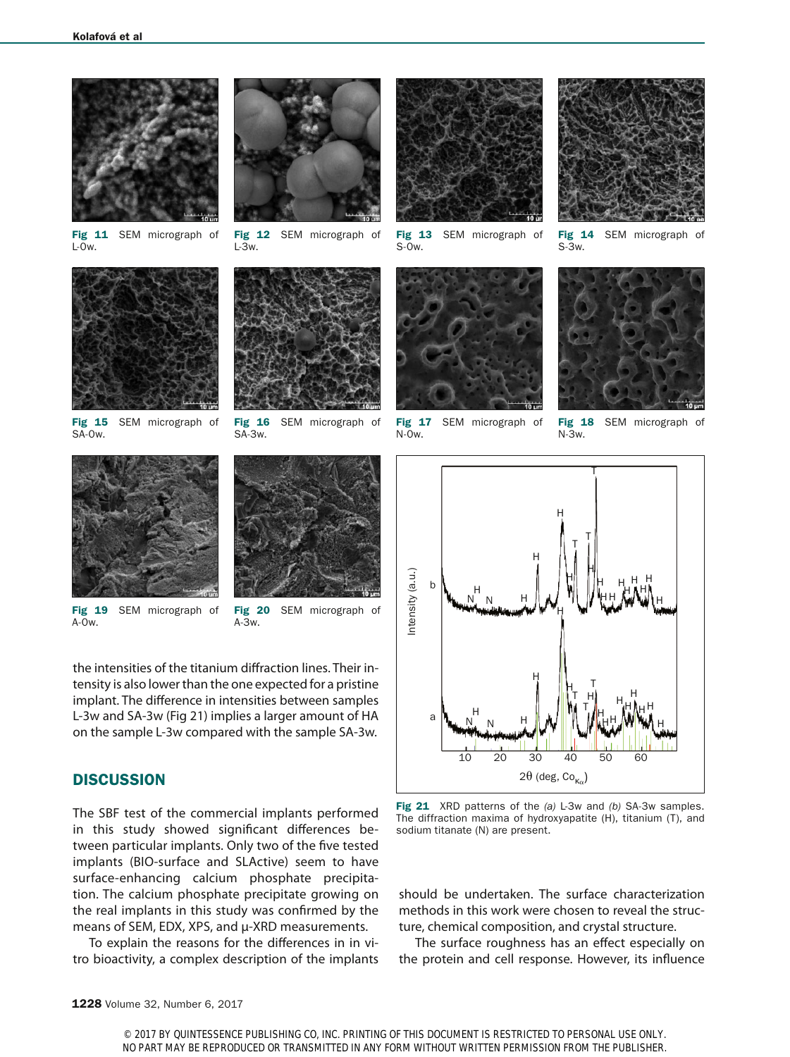Fig 11 SEM micrograph of L-0w.

Fig 12 SEM micrograph of L-3w.

Fig 13 SEM micrograph of S-0w.

Fig 14 SEM micrograph of S-3w.

Fig 15 SEM micrograph of SA-0w.

Fig 16 SEM micrograph of SA-3w.

Fig 17 SEM micrograph of N-0w.

Fig 18 SEM micrograph of N-3w.

Fig 19 SEM micrograph of A-0w.

Fig 20 SEM micrograph of A-3w.

Fig 21 XRD patterns of the *(a)* L-3w and *(b)* SA-3w samples. The diffraction maxima of hydroxyapatite (H), titanium (T), and sodium titanate (N) are present.

the intensities of the titanium diffraction lines. Their intensity is also lower than the one expected for a pristine implant. The difference in intensities between samples L-3w and SA-3w (Fig 21) implies a larger amount of HA on the sample L-3w compared with the sample SA-3w.

## DISCUSSION

The SBF test of the commercial implants performed in this study showed significant differences between particular implants. Only two of the five tested implants (BIO-surface and SLActive) seem to have surface-enhancing calcium phosphate precipitation. The calcium phosphate precipitate growing on the real implants in this study was confirmed by the means of SEM, EDX, XPS, and μ-XRD measurements.

To explain the reasons for the differences in in vitro bioactivity, a complex description of the implants should be undertaken. The surface characterization methods in this work were chosen to reveal the structure, chemical composition, and crystal structure.

The surface roughness has an effect especially on the protein and cell response. However, its influence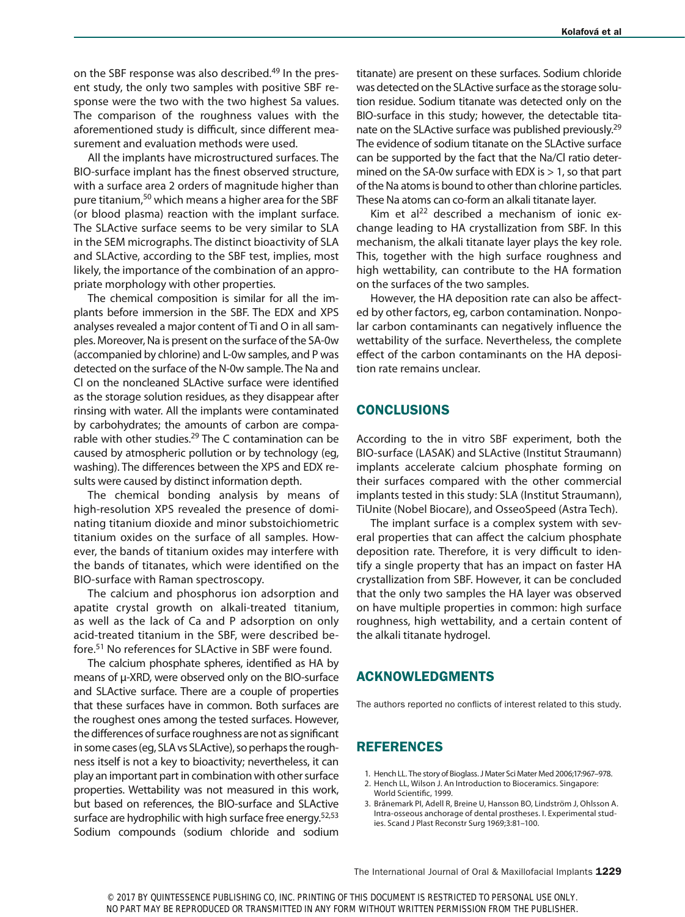on the SBF response was also described.[49] In the present study, the only two samples with positive SBF response were the two with the two highest Sa values. The comparison of the roughness values with the aforementioned study is difficult, since different measurement and evaluation methods were used.

All the implants have microstructured surfaces. The BIO-surface implant has the finest observed structure, with a surface area 2 orders of magnitude higher than pure titanium,[50] which means a higher area for the SBF (or blood plasma) reaction with the implant surface. The SLActive surface seems to be very similar to SLA in the SEM micrographs. The distinct bioactivity of SLA and SLActive, according to the SBF test, implies, most likely, the importance of the combination of an appropriate morphology with other properties.

The chemical composition is similar for all the implants before immersion in the SBF. The EDX and XPS analyses revealed a major content of Ti and O in all samples. Moreover, Na is present on the surface of the SA-0w (accompanied by chlorine) and L-0w samples, and P was detected on the surface of the N-0w sample. The Na and Cl on the noncleaned SLActive surface were identified as the storage solution residues, as they disappear after rinsing with water. All the implants were contaminated by carbohydrates; the amounts of carbon are comparable with other studies.[29] The C contamination can be caused by atmospheric pollution or by technology (eg, washing). The differences between the XPS and EDX results were caused by distinct information depth.

The chemical bonding analysis by means of high-resolution XPS revealed the presence of dominating titanium dioxide and minor substoichiometric titanium oxides on the surface of all samples. However, the bands of titanium oxides may interfere with the bands of titanates, which were identified on the BIO-surface with Raman spectroscopy.

The calcium and phosphorus ion adsorption and apatite crystal growth on alkali-treated titanium, as well as the lack of Ca and P adsorption on only acid-treated titanium in the SBF, were described before.[51] No references for SLActive in SBF were found.

The calcium phosphate spheres, identified as HA by means of μ-XRD, were observed only on the BIO-surface and SLActive surface. There are a couple of properties that these surfaces have in common. Both surfaces are the roughest ones among the tested surfaces. However, the differences of surface roughness are not as significant in some cases (eg, SLA vs SLActive), so perhaps the roughness itself is not a key to bioactivity; nevertheless, it can play an important part in combination with other surface properties. Wettability was not measured in this work, but based on references, the BIO-surface and SLActive surface are hydrophilic with high surface free energy.[52,53] Sodium compounds (sodium chloride and sodium titanate) are present on these surfaces. Sodium chloride was detected on the SLActive surface as the storage solution residue. Sodium titanate was detected only on the BIO-surface in this study; however, the detectable titanate on the SLActive surface was published previously.[29] The evidence of sodium titanate on the SLActive surface can be supported by the fact that the Na/Cl ratio determined on the SA-0w surface with EDX is > 1, so that part of the Na atoms is bound to other than chlorine particles. These Na atoms can co-form an alkali titanate layer.

Kim et al[22] described a mechanism of ionic exchange leading to HA crystallization from SBF. In this mechanism, the alkali titanate layer plays the key role. This, together with the high surface roughness and high wettability, can contribute to the HA formation on the surfaces of the two samples.

However, the HA deposition rate can also be affected by other factors, eg, carbon contamination. Nonpolar carbon contaminants can negatively influence the wettability of the surface. Nevertheless, the complete effect of the carbon contaminants on the HA deposition rate remains unclear.

## CONCLUSIONS

According to the in vitro SBF experiment, both the BIO-surface (LASAK) and SLActive (Institut Straumann) implants accelerate calcium phosphate forming on their surfaces compared with the other commercial implants tested in this study: SLA (Institut Straumann), TiUnite (Nobel Biocare), and OsseoSpeed (Astra Tech).

The implant surface is a complex system with several properties that can affect the calcium phosphate deposition rate. Therefore, it is very difficult to identify a single property that has an impact on faster HA crystallization from SBF. However, it can be concluded that the only two samples the HA layer was observed on have multiple properties in common: high surface roughness, high wettability, and a certain content of the alkali titanate hydrogel.

## ACKNOWLEDGMENTS

The authors reported no conflicts of interest related to this study.

## REFERENCES

1. Hench LL. The story of Bioglass. J Mater Sci Mater Med 2006;17:967–978.
2. Hench LL, Wilson J. An Introduction to Bioceramics. Singapore: World Scientific, 1999.
3. Brånemark PI, Adell R, Breine U, Hansson BO, Lindström J, Ohlsson A. Intra-osseous anchorage of dental prostheses. I. Experimental studies. Scand J Plast Reconstr Surg 1969;3:81–100.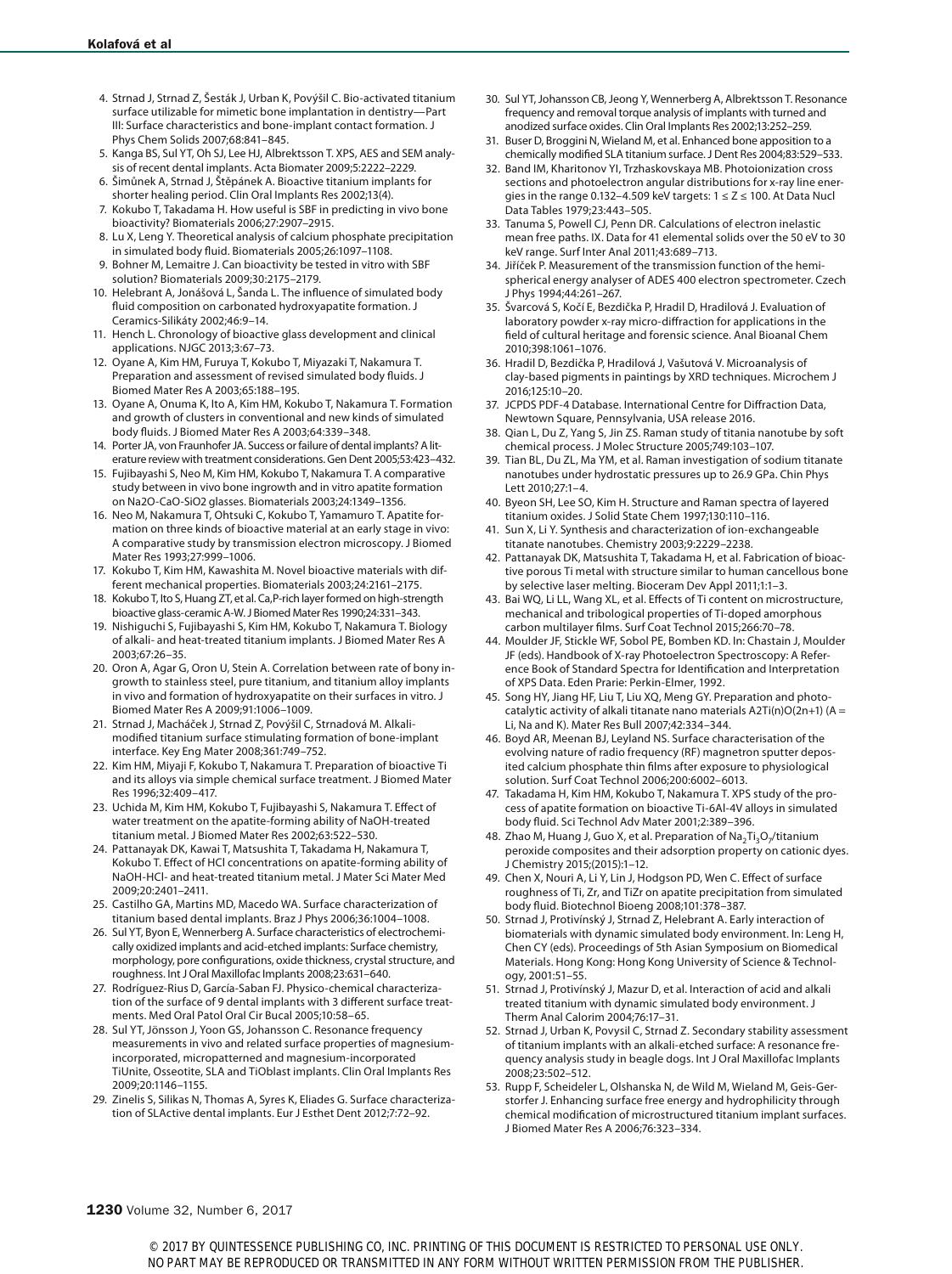4. Strnad J, Strnad Z, Šesták J, Urban K, Povýšil C. Bio-activated titanium surface utilizable for mimetic bone implantation in dentistry—Part III: Surface characteristics and bone-implant contact formation. J Phys Chem Solids 2007;68:841–845.
5. Kanga BS, Sul YT, Oh SJ, Lee HJ, Albrektsson T. XPS, AES and SEM analysis of recent dental implants. Acta Biomater 2009;5:2222–2229.
6. Šimůnek A, Strnad J, Štěpánek A. Bioactive titanium implants for shorter healing period. Clin Oral Implants Res 2002;13(4).
7. Kokubo T, Takadama H. How useful is SBF in predicting in vivo bone bioactivity? Biomaterials 2006;27:2907–2915.
8. Lu X, Leng Y. Theoretical analysis of calcium phosphate precipitation in simulated body fluid. Biomaterials 2005;26:1097–1108.
9. Bohner M, Lemaitre J. Can bioactivity be tested in vitro with SBF solution? Biomaterials 2009;30:2175–2179.
10. Helebrant A, Jonášová L, Šanda L. The influence of simulated body fluid composition on carbonated hydroxyapatite formation. J Ceramics-Silikáty 2002;46:9–14.
11. Hench L. Chronology of bioactive glass development and clinical applications. NJGC 2013;3:67–73.
12. Oyane A, Kim HM, Furuya T, Kokubo T, Miyazaki T, Nakamura T. Preparation and assessment of revised simulated body fluids. J Biomed Mater Res A 2003;65:188–195.
13. Oyane A, Onuma K, Ito A, Kim HM, Kokubo T, Nakamura T. Formation and growth of clusters in conventional and new kinds of simulated body fluids. J Biomed Mater Res A 2003;64:339–348.
14. Porter JA, von Fraunhofer JA. Success or failure of dental implants? A literature review with treatment considerations. Gen Dent 2005;53:423–432.
15. Fujibayashi S, Neo M, Kim HM, Kokubo T, Nakamura T. A comparative study between in vivo bone ingrowth and in vitro apatite formation on Na2O-CaO-SiO2 glasses. Biomaterials 2003;24:1349–1356.
16. Neo M, Nakamura T, Ohtsuki C, Kokubo T, Yamamuro T. Apatite formation on three kinds of bioactive material at an early stage in vivo: A comparative study by transmission electron microscopy. J Biomed Mater Res 1993;27:999–1006.
17. Kokubo T, Kim HM, Kawashita M. Novel bioactive materials with different mechanical properties. Biomaterials 2003;24:2161–2175.
18. Kokubo T, Ito S, Huang ZT, et al. Ca,P-rich layer formed on high-strength bioactive glass-ceramic A-W. J Biomed Mater Res 1990;24:331–343.
19. Nishiguchi S, Fujibayashi S, Kim HM, Kokubo T, Nakamura T. Biology of alkali- and heat-treated titanium implants. J Biomed Mater Res A 2003;67:26–35.
20. Oron A, Agar G, Oron U, Stein A. Correlation between rate of bony ingrowth to stainless steel, pure titanium, and titanium alloy implants in vivo and formation of hydroxyapatite on their surfaces in vitro. J Biomed Mater Res A 2009;91:1006–1009.
21. Strnad J, Macháček J, Strnad Z, Povýšil C, Strnadová M. Alkali-modified titanium surface stimulating formation of bone-implant interface. Key Eng Mater 2008;361:749–752.
22. Kim HM, Miyaji F, Kokubo T, Nakamura T. Preparation of bioactive Ti and its alloys via simple chemical surface treatment. J Biomed Mater Res 1996;32:409–417.
23. Uchida M, Kim HM, Kokubo T, Fujibayashi S, Nakamura T. Effect of water treatment on the apatite-forming ability of NaOH-treated titanium metal. J Biomed Mater Res 2002;63:522–530.
24. Pattanayak DK, Kawai T, Matsushita T, Takadama H, Nakamura T, Kokubo T. Effect of HCl concentrations on apatite-forming ability of NaOH-HCl- and heat-treated titanium metal. J Mater Sci Mater Med 2009;20:2401–2411.
25. Castilho GA, Martins MD, Macedo WA. Surface characterization of titanium based dental implants. Braz J Phys 2006;36:1004–1008.
26. Sul YT, Byon E, Wennerberg A. Surface characteristics of electrochemically oxidized implants and acid-etched implants: Surface chemistry, morphology, pore configurations, oxide thickness, crystal structure, and roughness. Int J Oral Maxillofac Implants 2008;23:631–640.
27. Rodríguez-Rius D, García-Saban FJ. Physico-chemical characterization of the surface of 9 dental implants with 3 different surface treatments. Med Oral Patol Oral Cir Bucal 2005;10:58–65.
28. Sul YT, Jönsson J, Yoon GS, Johansson C. Resonance frequency measurements in vivo and related surface properties of magnesium-incorporated, micropatterned and magnesium-incorporated TiUnite, Osseotite, SLA and TiOblast implants. Clin Oral Implants Res 2009;20:1146–1155.
29. Zinelis S, Silikas N, Thomas A, Syres K, Eliades G. Surface characterization of SLActive dental implants. Eur J Esthet Dent 2012;7:72–92.
30. Sul YT, Johansson CB, Jeong Y, Wennerberg A, Albrektsson T. Resonance frequency and removal torque analysis of implants with turned and anodized surface oxides. Clin Oral Implants Res 2002;13:252–259.
31. Buser D, Broggini N, Wieland M, et al. Enhanced bone apposition to a chemically modified SLA titanium surface. J Dent Res 2004;83:529–533.
32. Band IM, Kharitonov YI, Trzhaskovskaya MB. Photoionization cross sections and photoelectron angular distributions for x-ray line energies in the range 0.132–4.509 keV targets: 1 ≤ Z ≤ 100. At Data Nucl Data Tables 1979;23:443–505.
33. Tanuma S, Powell CJ, Penn DR. Calculations of electron inelastic mean free paths. IX. Data for 41 elemental solids over the 50 eV to 30 keV range. Surf Inter Anal 2011;43:689–713.
34. Jiříček P. Measurement of the transmission function of the hemispherical energy analyser of ADES 400 electron spectrometer. Czech J Phys 1994;44:261–267.
35. Švarcová S, Kočí E, Bezdička P, Hradil D, Hradilová J. Evaluation of laboratory powder x-ray micro-diffraction for applications in the field of cultural heritage and forensic science. Anal Bioanal Chem 2010;398:1061–1076.
36. Hradil D, Bezdička P, Hradilová J, Vašutová V. Microanalysis of clay-based pigments in paintings by XRD techniques. Microchem J 2016;125:10–20.
37. JCPDS PDF-4 Database. International Centre for Diffraction Data, Newtown Square, Pennsylvania, USA release 2016.
38. Qian L, Du Z, Yang S, Jin ZS. Raman study of titania nanotube by soft chemical process. J Molec Structure 2005;749:103–107.
39. Tian BL, Du ZL, Ma YM, et al. Raman investigation of sodium titanate nanotubes under hydrostatic pressures up to 26.9 GPa. Chin Phys Lett 2010;27:1–4.
40. Byeon SH, Lee SO, Kim H. Structure and Raman spectra of layered titanium oxides. J Solid State Chem 1997;130:110–116.
41. Sun X, Li Y. Synthesis and characterization of ion-exchangeable titanate nanotubes. Chemistry 2003;9:2229–2238.
42. Pattanayak DK, Matsushita T, Takadama H, et al. Fabrication of bioactive porous Ti metal with structure similar to human cancellous bone by selective laser melting. Bioceram Dev Appl 2011;1:1–3.
43. Bai WQ, Li LL, Wang XL, et al. Effects of Ti content on microstructure, mechanical and tribological properties of Ti-doped amorphous carbon multilayer films. Surf Coat Technol 2015;266:70–78.
44. Moulder JF, Stickle WF, Sobol PE, Bomben KD. In: Chastain J, Moulder JF (eds). Handbook of X-ray Photoelectron Spectroscopy: A Reference Book of Standard Spectra for Identification and Interpretation of XPS Data. Eden Prarie: Perkin-Elmer, 1992.
45. Song HY, Jiang HF, Liu T, Liu XQ, Meng GY. Preparation and photocatalytic activity of alkali titanate nano materials A2Ti(n)O(2n+1) (A = Li, Na and K). Mater Res Bull 2007;42:334–344.
46. Boyd AR, Meenan BJ, Leyland NS. Surface characterisation of the evolving nature of radio frequency (RF) magnetron sputter deposited calcium phosphate thin films after exposure to physiological solution. Surf Coat Technol 2006;200:6002–6013.
47. Takadama H, Kim HM, Kokubo T, Nakamura T. XPS study of the process of apatite formation on bioactive Ti-6Al-4V alloys in simulated body fluid. Sci Technol Adv Mater 2001;2:389–396.
48. Zhao M, Huang J, Guo X, et al. Preparation of $Na_2Ti_3O_7$/titanium peroxide composites and their adsorption property on cationic dyes. J Chemistry 2015;(2015):1–12.
49. Chen X, Nouri A, Li Y, Lin J, Hodgson PD, Wen C. Effect of surface roughness of Ti, Zr, and TiZr on apatite precipitation from simulated body fluid. Biotechnol Bioeng 2008;101:378–387.
50. Strnad J, Protivínský J, Strnad Z, Helebrant A. Early interaction of biomaterials with dynamic simulated body environment. In: Leng H, Chen CY (eds). Proceedings of 5th Asian Symposium on Biomedical Materials. Hong Kong: Hong Kong University of Science & Technology, 2001:51–55.
51. Strnad J, Protivínský J, Mazur D, et al. Interaction of acid and alkali treated titanium with dynamic simulated body environment. J Therm Anal Calorim 2004;76:17–31.
52. Strnad J, Urban K, Povysil C, Strnad Z. Secondary stability assessment of titanium implants with an alkali-etched surface: A resonance frequency analysis study in beagle dogs. Int J Oral Maxillofac Implants 2008;23:502–512.
53. Rupp F, Scheideler L, Olshanska N, de Wild M, Wieland M, Geis-Gerstorfer J. Enhancing surface free energy and hydrophilicity through chemical modification of microstructured titanium implant surfaces. J Biomed Mater Res A 2006;76:323–334.